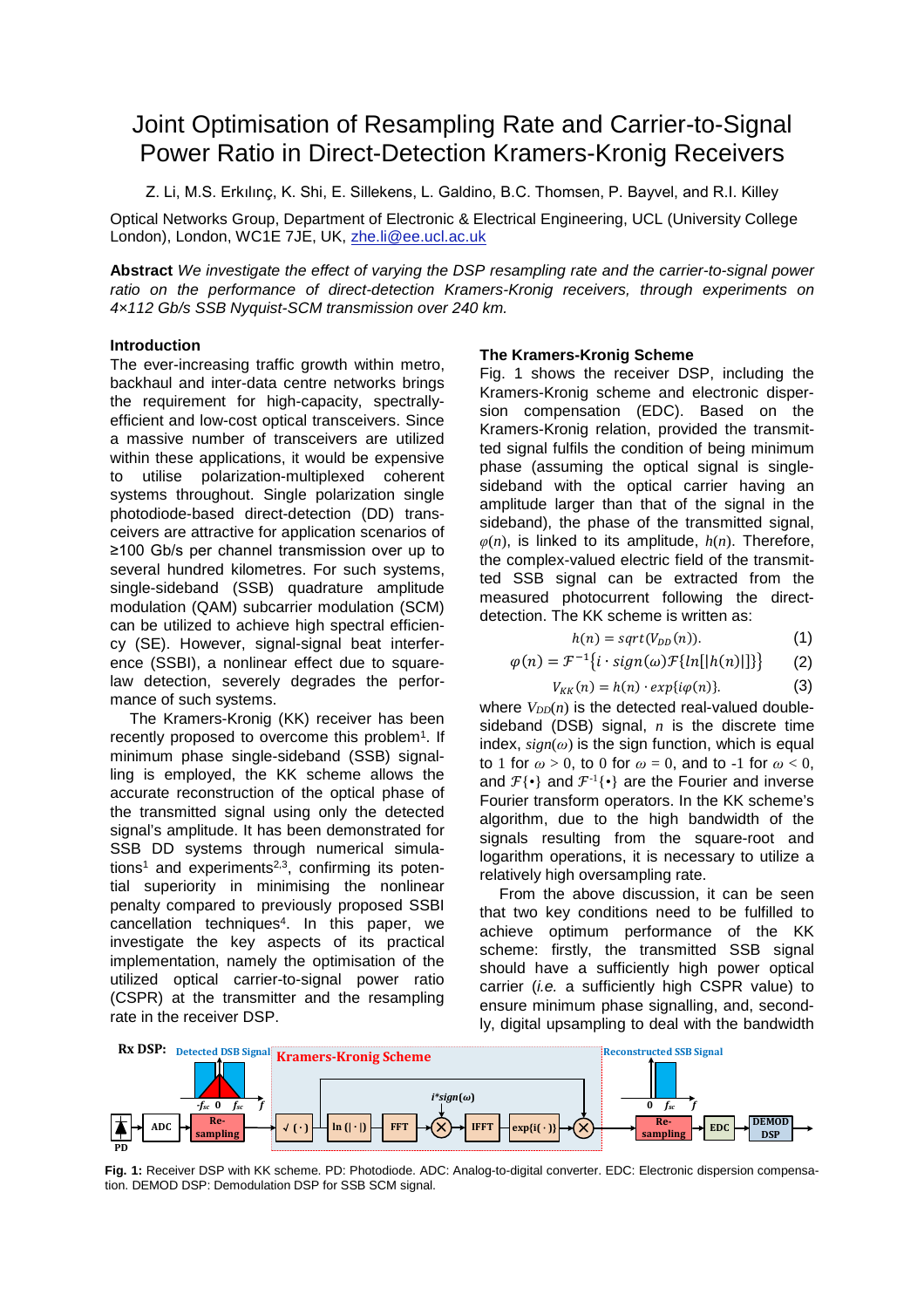# Joint Optimisation of Resampling Rate and Carrier-to-Signal Power Ratio in Direct-Detection Kramers-Kronig Receivers

Z. Li, M.S. Erkılınç, K. Shi, E. Sillekens, L. Galdino, B.C. Thomsen, P. Bayvel, and R.I. Killey

Optical Networks Group, Department of Electronic & Electrical Engineering, UCL (University College London), London, WC1E 7JE, UK, zhe.li@ee.ucl.ac.uk

**Abstract** *We investigate the effect of varying the DSP resampling rate and the carrier-to-signal power ratio on the performance of direct-detection Kramers-Kronig receivers, through experiments on 4×112 Gb/s SSB Nyquist-SCM transmission over 240 km.*

## Introduction

The ever-increasing traffic growth within metro, backhaul and inter-data centre networks brings the requirement for high-capacity, spectrally-efficient and low-cost optical transceivers. Since a massive number of transceivers are utilized within these applications, it would be expensive to utilise polarization-multiplexed coherent systems throughout. Single polarization single photodiode-based direct-detection (DD) transceivers are attractive for application scenarios of ≥100 Gb/s per channel transmission over up to several hundred kilometres. For such systems, single-sideband (SSB) quadrature amplitude modulation (QAM) subcarrier modulation (SCM) can be utilized to achieve high spectral efficiency (SE). However, signal-signal beat interference (SSBI), a nonlinear effect due to square-law detection, severely degrades the performance of such systems.

The Kramers-Kronig (KK) receiver has been recently proposed to overcome this problem[1]. If minimum phase single-sideband (SSB) signalling is employed, the KK scheme allows the accurate reconstruction of the optical phase of the transmitted signal using only the detected signal's amplitude. It has been demonstrated for SSB DD systems through numerical simulations[1] and experiments[2,3], confirming its potential superiority in minimising the nonlinear penalty compared to previously proposed SSBI cancellation techniques[4]. In this paper, we investigate the key aspects of its practical implementation, namely the optimisation of the utilized optical carrier-to-signal power ratio (CSPR) at the transmitter and the resampling rate in the receiver DSP.

## The Kramers-Kronig Scheme

Fig. 1 shows the receiver DSP, including the Kramers-Kronig scheme and electronic dispersion compensation (EDC). Based on the Kramers-Kronig relation, provided the transmitted signal fulfils the condition of being minimum phase (assuming the optical signal is single-sideband with the optical carrier having an amplitude larger than that of the signal in the sideband), the phase of the transmitted signal, $\varphi(n)$, is linked to its amplitude, $h(n)$. Therefore, the complex-valued electric field of the transmitted SSB signal can be extracted from the measured photocurrent following the direct-detection. The KK scheme is written as:

$$h(n) = sqrt(V_{DD}(n)). \quad (1)$$

$$\varphi(n) = \mathcal{F}^{-1}\{i \cdot sign(\omega)\mathcal{F}\{ln[|h(n)|]\}\} \quad (2)$$

$$V_{KK}(n) = h(n) \cdot exp\{i\varphi(n)\}. \quad (3)$$

where $V_{DD}(n)$ is the detected real-valued double-sideband (DSB) signal, $n$ is the discrete time index, $sign(\omega)$ is the sign function, which is equal to 1 for $\omega > 0$, to 0 for $\omega = 0$, and to -1 for $\omega < 0$, and $\mathcal{F}\{\bullet\}$ and $\mathcal{F}^{-1}\{\bullet\}$ are the Fourier and inverse Fourier transform operators. In the KK scheme's algorithm, due to the high bandwidth of the signals resulting from the square-root and logarithm operations, it is necessary to utilize a relatively high oversampling rate.

From the above discussion, it can be seen that two key conditions need to be fulfilled to achieve optimum performance of the KK scheme: firstly, the transmitted SSB signal should have a sufficiently high power optical carrier (*i.e.* a sufficiently high CSPR value) to ensure minimum phase signalling, and, secondly, digital upsampling to deal with the bandwidth

**Fig. 1:** Receiver DSP with KK scheme. PD: Photodiode. ADC: Analog-to-digital converter. EDC: Electronic dispersion compensation. DEMOD DSP: Demodulation DSP for SSB SCM signal.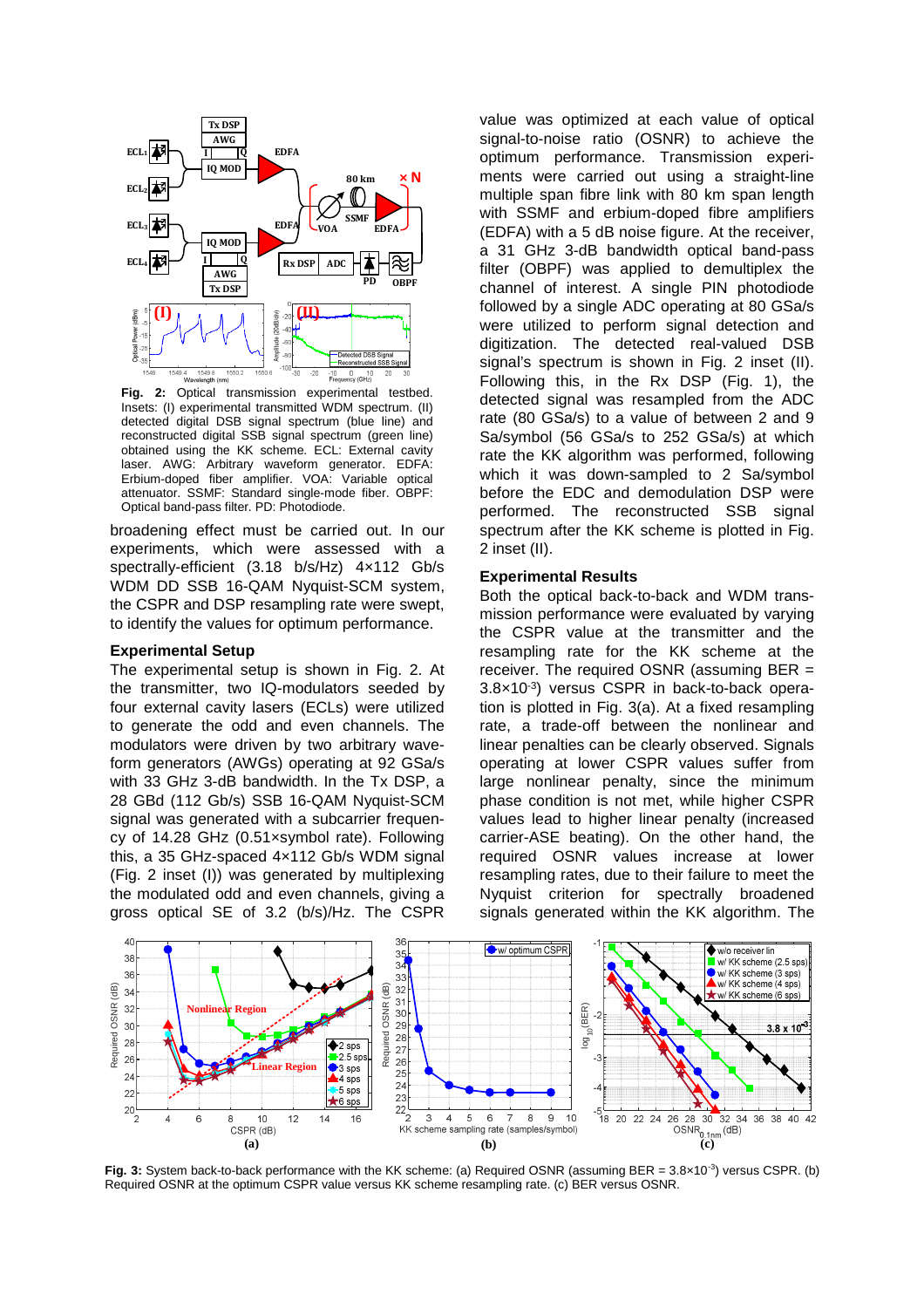Fig. 2: Optical transmission experimental testbed. Insets: (I) experimental transmitted WDM spectrum. (II) detected digital DSB signal spectrum (blue line) and reconstructed digital SSB signal spectrum (green line) obtained using the KK scheme. ECL: External cavity laser. AWG: Arbitrary waveform generator. EDFA: Erbium-doped fiber amplifier. VOA: Variable optical attenuator. SSMF: Standard single-mode fiber. OBPF: Optical band-pass filter. PD: Photodiode.

broadening effect must be carried out. In our experiments, which were assessed with a spectrally-efficient (3.18 b/s/Hz) 4×112 Gb/s WDM DD SSB 16-QAM Nyquist-SCM system, the CSPR and DSP resampling rate were swept, to identify the values for optimum performance.

## Experimental Setup

The experimental setup is shown in Fig. 2. At the transmitter, two IQ-modulators seeded by four external cavity lasers (ECLs) were utilized to generate the odd and even channels. The modulators were driven by two arbitrary waveform generators (AWGs) operating at 92 GSa/s with 33 GHz 3-dB bandwidth. In the Tx DSP, a 28 GBd (112 Gb/s) SSB 16-QAM Nyquist-SCM signal was generated with a subcarrier frequency of 14.28 GHz (0.51×symbol rate). Following this, a 35 GHz-spaced 4×112 Gb/s WDM signal (Fig. 2 inset (I)) was generated by multiplexing the modulated odd and even channels, giving a gross optical SE of 3.2 (b/s)/Hz. The CSPR value was optimized at each value of optical signal-to-noise ratio (OSNR) to achieve the optimum performance. Transmission experiments were carried out using a straight-line multiple span fibre link with 80 km span length with SSMF and erbium-doped fibre amplifiers (EDFA) with a 5 dB noise figure. At the receiver, a 31 GHz 3-dB bandwidth optical band-pass filter (OBPF) was applied to demultiplex the channel of interest. A single PIN photodiode followed by a single ADC operating at 80 GSa/s were utilized to perform signal detection and digitization. The detected real-valued DSB signal's spectrum is shown in Fig. 2 inset (II). Following this, in the Rx DSP (Fig. 1), the detected signal was resampled from the ADC rate (80 GSa/s) to a value of between 2 and 9 Sa/symbol (56 GSa/s to 252 GSa/s) at which rate the KK algorithm was performed, following which it was down-sampled to 2 Sa/symbol before the EDC and demodulation DSP were performed. The reconstructed SSB signal spectrum after the KK scheme is plotted in Fig. 2 inset (II).

## Experimental Results

Both the optical back-to-back and WDM transmission performance were evaluated by varying the CSPR value at the transmitter and the resampling rate for the KK scheme at the receiver. The required OSNR (assuming BER = $3.8\times10^{-3}$) versus CSPR in back-to-back operation is plotted in Fig. 3(a). At a fixed resampling rate, a trade-off between the nonlinear and linear penalties can be clearly observed. Signals operating at lower CSPR values suffer from large nonlinear penalty, since the minimum phase condition is not met, while higher CSPR values lead to higher linear penalty (increased carrier-ASE beating). On the other hand, the required OSNR values increase at lower resampling rates, due to their failure to meet the Nyquist criterion for spectrally broadened signals generated within the KK algorithm. The

Fig. 3: System back-to-back performance with the KK scheme: (a) Required OSNR (assuming BER = $3.8\times10^{-3}$) versus CSPR. (b) Required OSNR at the optimum CSPR value versus KK scheme resampling rate. (c) BER versus OSNR.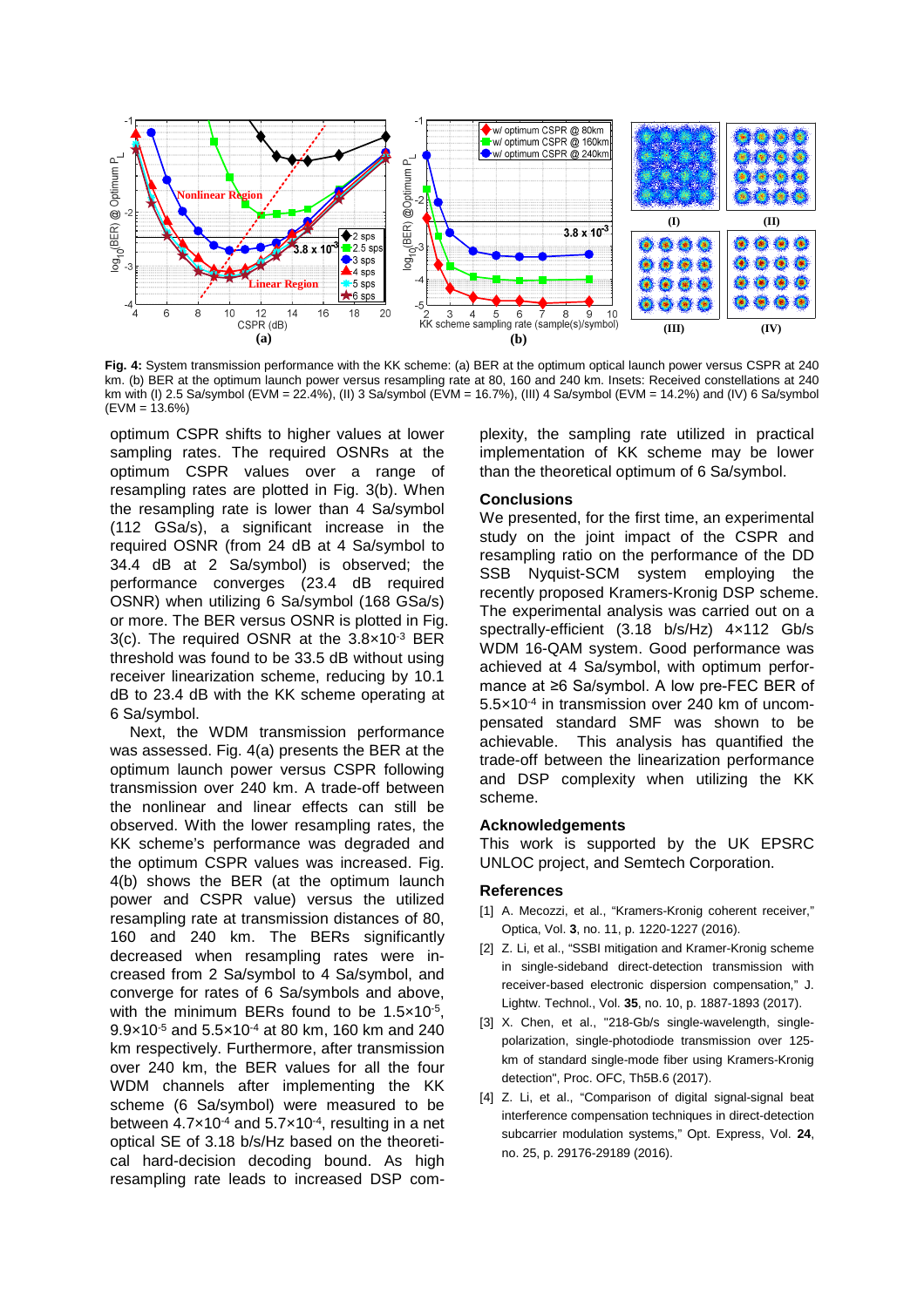-1
Nonlinear Region
Linear Region
3.8 x 10$^{-3}$
2 sps
2.5 sps
3 sps
4 sps
5 sps
6 sps
log$_{10}$(BER) @ Optimum P$_L$
CSPR (dB)
4 6 8 10 12 14 16 18 20
-4 -3 -2
**(a)**

w/ optimum CSPR @ 80km
w/ optimum CSPR @ 160km
w/ optimum CSPR @ 240km
3.8 x 10$^{-3}$
log$_{10}$(BER) @Optimum P$_L$
KK scheme sampling rate (sample(s)/symbol)
2 3 4 5 6 7 8 9 10
-5 -4 -3 -2 -1
**(b)**

**(I)** **(II)** **(III)** **(IV)**

**Fig. 4:** System transmission performance with the KK scheme: (a) BER at the optimum optical launch power versus CSPR at 240 km. (b) BER at the optimum launch power versus resampling rate at 80, 160 and 240 km. Insets: Received constellations at 240 km with (I) 2.5 Sa/symbol (EVM = 22.4%), (II) 3 Sa/symbol (EVM = 16.7%), (III) 4 Sa/symbol (EVM = 14.2%) and (IV) 6 Sa/symbol (EVM = 13.6%)

optimum CSPR shifts to higher values at lower sampling rates. The required OSNRs at the optimum CSPR values over a range of resampling rates are plotted in Fig. 3(b). When the resampling rate is lower than 4 Sa/symbol (112 GSa/s), a significant increase in the required OSNR (from 24 dB at 4 Sa/symbol to 34.4 dB at 2 Sa/symbol) is observed; the performance converges (23.4 dB required OSNR) when utilizing 6 Sa/symbol (168 GSa/s) or more. The BER versus OSNR is plotted in Fig. 3(c). The required OSNR at the $3.8\times10^{-3}$ BER threshold was found to be 33.5 dB without using receiver linearization scheme, reducing by 10.1 dB to 23.4 dB with the KK scheme operating at 6 Sa/symbol.

Next, the WDM transmission performance was assessed. Fig. 4(a) presents the BER at the optimum launch power versus CSPR following transmission over 240 km. A trade-off between the nonlinear and linear effects can still be observed. With the lower resampling rates, the KK scheme's performance was degraded and the optimum CSPR values was increased. Fig. 4(b) shows the BER (at the optimum launch power and CSPR value) versus the utilized resampling rate at transmission distances of 80, 160 and 240 km. The BERs significantly decreased when resampling rates were increased from 2 Sa/symbol to 4 Sa/symbol, and converge for rates of 6 Sa/symbols and above, with the minimum BERs found to be $1.5\times10^{-5}$, $9.9\times10^{-5}$ and $5.5\times10^{-4}$ at 80 km, 160 km and 240 km respectively. Furthermore, after transmission over 240 km, the BER values for all the four WDM channels after implementing the KK scheme (6 Sa/symbol) were measured to be between $4.7\times10^{-4}$ and $5.7\times10^{-4}$, resulting in a net optical SE of 3.18 b/s/Hz based on the theoretical hard-decision decoding bound. As high resampling rate leads to increased DSP complexity, the sampling rate utilized in practical implementation of KK scheme may be lower than the theoretical optimum of 6 Sa/symbol.

## Conclusions

We presented, for the first time, an experimental study on the joint impact of the CSPR and resampling ratio on the performance of the DD SSB Nyquist-SCM system employing the recently proposed Kramers-Kronig DSP scheme. The experimental analysis was carried out on a spectrally-efficient (3.18 b/s/Hz) 4×112 Gb/s WDM 16-QAM system. Good performance was achieved at 4 Sa/symbol, with optimum performance at ≥6 Sa/symbol. A low pre-FEC BER of $5.5\times10^{-4}$ in transmission over 240 km of uncompensated standard SMF was shown to be achievable. This analysis has quantified the trade-off between the linearization performance and DSP complexity when utilizing the KK scheme.

## Acknowledgements

This work is supported by the UK EPSRC UNLOC project, and Semtech Corporation.

## References

[1] A. Mecozzi, et al., "Kramers-Kronig coherent receiver," Optica, Vol. **3**, no. 11, p. 1220-1227 (2016).

[2] Z. Li, et al., "SSBI mitigation and Kramer-Kronig scheme in single-sideband direct-detection transmission with receiver-based electronic dispersion compensation," J. Lightw. Technol., Vol. **35**, no. 10, p. 1887-1893 (2017).

[3] X. Chen, et al., "218-Gb/s single-wavelength, single-polarization, single-photodiode transmission over 125-km of standard single-mode fiber using Kramers-Kronig detection", Proc. OFC, Th5B.6 (2017).

[4] Z. Li, et al., "Comparison of digital signal-signal beat interference compensation techniques in direct-detection subcarrier modulation systems," Opt. Express, Vol. **24**, no. 25, p. 29176-29189 (2016).